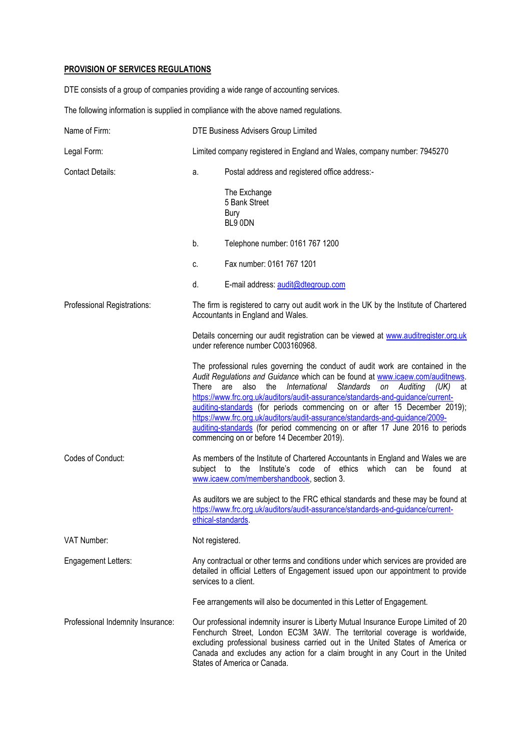**PROVISION OF SERVICES REGULATIONS**

DTE consists of a group of companies providing a wide range of accounting services.

The following information is supplied in compliance with the above named regulations.

| | |
|---|---|
| Name of Firm: | DTE Business Advisers Group Limited |
| Legal Form: | Limited company registered in England and Wales, company number: 7945270 |
| Contact Details: | a. Postal address and registered office address:-<br>The Exchange<br>5 Bank Street<br>Bury<br>BL9 0DN<br><br>b. Telephone number: 0161 767 1200<br><br>c. Fax number: 0161 767 1201<br><br>d. E-mail address: audit@dtegroup.com |
| Professional Registrations: | The firm is registered to carry out audit work in the UK by the Institute of Chartered Accountants in England and Wales.<br><br>Details concerning our audit registration can be viewed at www.auditregister.org.uk under reference number C003160968.<br><br>The professional rules governing the conduct of audit work are contained in the *Audit Regulations and Guidance* which can be found at www.icaew.com/auditnews. There are also the *International Standards on Auditing (UK)* at https://www.frc.org.uk/auditors/audit-assurance/standards-and-guidance/current-auditing-standards (for periods commencing on or after 15 December 2019); https://www.frc.org.uk/auditors/audit-assurance/standards-and-guidance/2009-auditing-standards (for period commencing on or after 17 June 2016 to periods commencing on or before 14 December 2019). |
| Codes of Conduct: | As members of the Institute of Chartered Accountants in England and Wales we are subject to the Institute's code of ethics which can be found at www.icaew.com/membershandbook, section 3.<br><br>As auditors we are subject to the FRC ethical standards and these may be found at https://www.frc.org.uk/auditors/audit-assurance/standards-and-guidance/current-ethical-standards. |
| VAT Number: | Not registered. |
| Engagement Letters: | Any contractual or other terms and conditions under which services are provided are detailed in official Letters of Engagement issued upon our appointment to provide services to a client.<br><br>Fee arrangements will also be documented in this Letter of Engagement. |
| Professional Indemnity Insurance: | Our professional indemnity insurer is Liberty Mutual Insurance Europe Limited of 20 Fenchurch Street, London EC3M 3AW. The territorial coverage is worldwide, excluding professional business carried out in the United States of America or Canada and excludes any action for a claim brought in any Court in the United States of America or Canada. |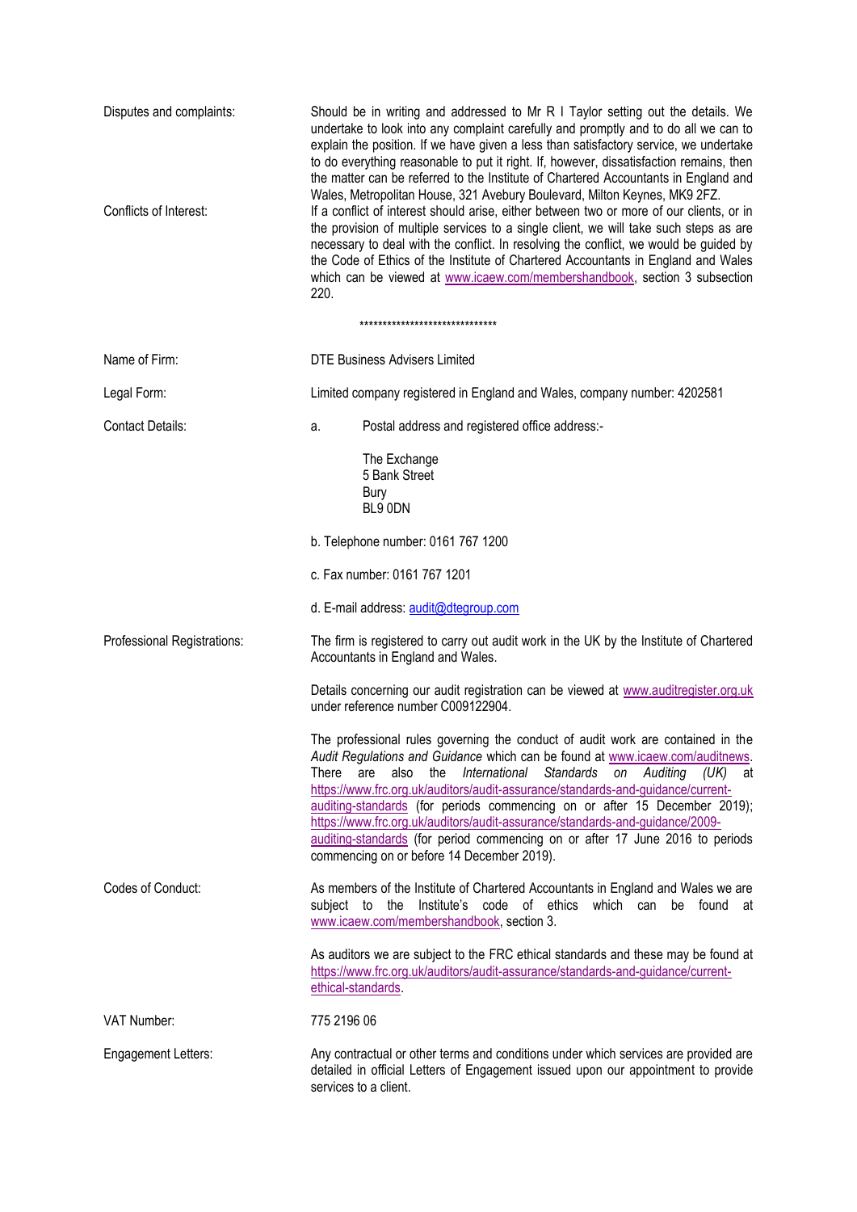**Disputes and complaints:** Should be in writing and addressed to Mr R I Taylor setting out the details. We undertake to look into any complaint carefully and promptly and to do all we can to explain the position. If we have given a less than satisfactory service, we undertake to do everything reasonable to put it right. If, however, dissatisfaction remains, then the matter can be referred to the Institute of Chartered Accountants in England and Wales, Metropolitan House, 321 Avebury Boulevard, Milton Keynes, MK9 2FZ.

**Conflicts of Interest:** If a conflict of interest should arise, either between two or more of our clients, or in the provision of multiple services to a single client, we will take such steps as are necessary to deal with the conflict. In resolving the conflict, we would be guided by the Code of Ethics of the Institute of Chartered Accountants in England and Wales which can be viewed at www.icaew.com/membershandbook, section 3 subsection 220.

*****************************

**Name of Firm:** DTE Business Advisers Limited

**Legal Form:** Limited company registered in England and Wales, company number: 4202581

**Contact Details:**

a. Postal address and registered office address:-

The Exchange
5 Bank Street
Bury
BL9 0DN

b. Telephone number: 0161 767 1200

c. Fax number: 0161 767 1201

d. E-mail address: audit@dtegroup.com

**Professional Registrations:** The firm is registered to carry out audit work in the UK by the Institute of Chartered Accountants in England and Wales.

Details concerning our audit registration can be viewed at www.auditregister.org.uk under reference number C009122904.

The professional rules governing the conduct of audit work are contained in the *Audit Regulations and Guidance* which can be found at www.icaew.com/auditnews. There are also the *International Standards on Auditing (UK)* at https://www.frc.org.uk/auditors/audit-assurance/standards-and-guidance/current-auditing-standards (for periods commencing on or after 15 December 2019); https://www.frc.org.uk/auditors/audit-assurance/standards-and-guidance/2009-auditing-standards (for period commencing on or after 17 June 2016 to periods commencing on or before 14 December 2019).

**Codes of Conduct:** As members of the Institute of Chartered Accountants in England and Wales we are subject to the Institute's code of ethics which can be found at www.icaew.com/membershandbook, section 3.

As auditors we are subject to the FRC ethical standards and these may be found at https://www.frc.org.uk/auditors/audit-assurance/standards-and-guidance/current-ethical-standards.

**VAT Number:** 775 2196 06

**Engagement Letters:** Any contractual or other terms and conditions under which services are provided are detailed in official Letters of Engagement issued upon our appointment to provide services to a client.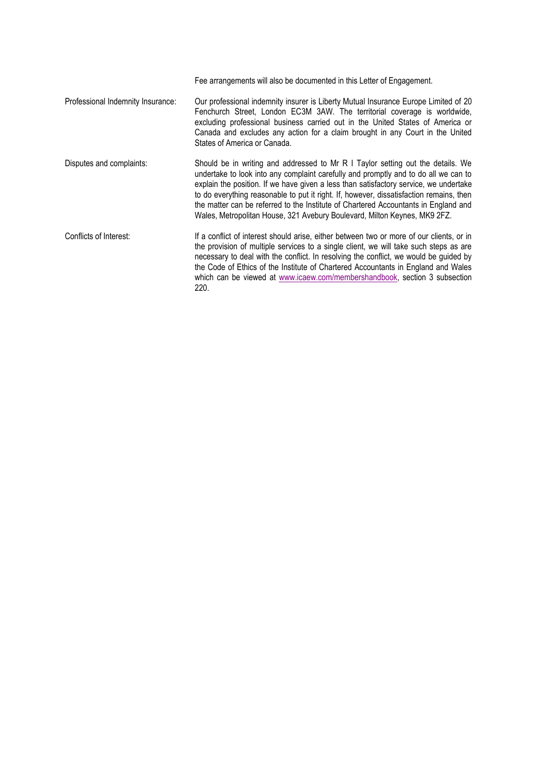| | |
|---|---|
| | Fee arrangements will also be documented in this Letter of Engagement. |
| Professional Indemnity Insurance: | Our professional indemnity insurer is Liberty Mutual Insurance Europe Limited of 20 Fenchurch Street, London EC3M 3AW. The territorial coverage is worldwide, excluding professional business carried out in the United States of America or Canada and excludes any action for a claim brought in any Court in the United States of America or Canada. |
| Disputes and complaints: | Should be in writing and addressed to Mr R I Taylor setting out the details. We undertake to look into any complaint carefully and promptly and to do all we can to explain the position. If we have given a less than satisfactory service, we undertake to do everything reasonable to put it right. If, however, dissatisfaction remains, then the matter can be referred to the Institute of Chartered Accountants in England and Wales, Metropolitan House, 321 Avebury Boulevard, Milton Keynes, MK9 2FZ. |
| Conflicts of Interest: | If a conflict of interest should arise, either between two or more of our clients, or in the provision of multiple services to a single client, we will take such steps as are necessary to deal with the conflict. In resolving the conflict, we would be guided by the Code of Ethics of the Institute of Chartered Accountants in England and Wales which can be viewed at www.icaew.com/membershandbook, section 3 subsection 220. |